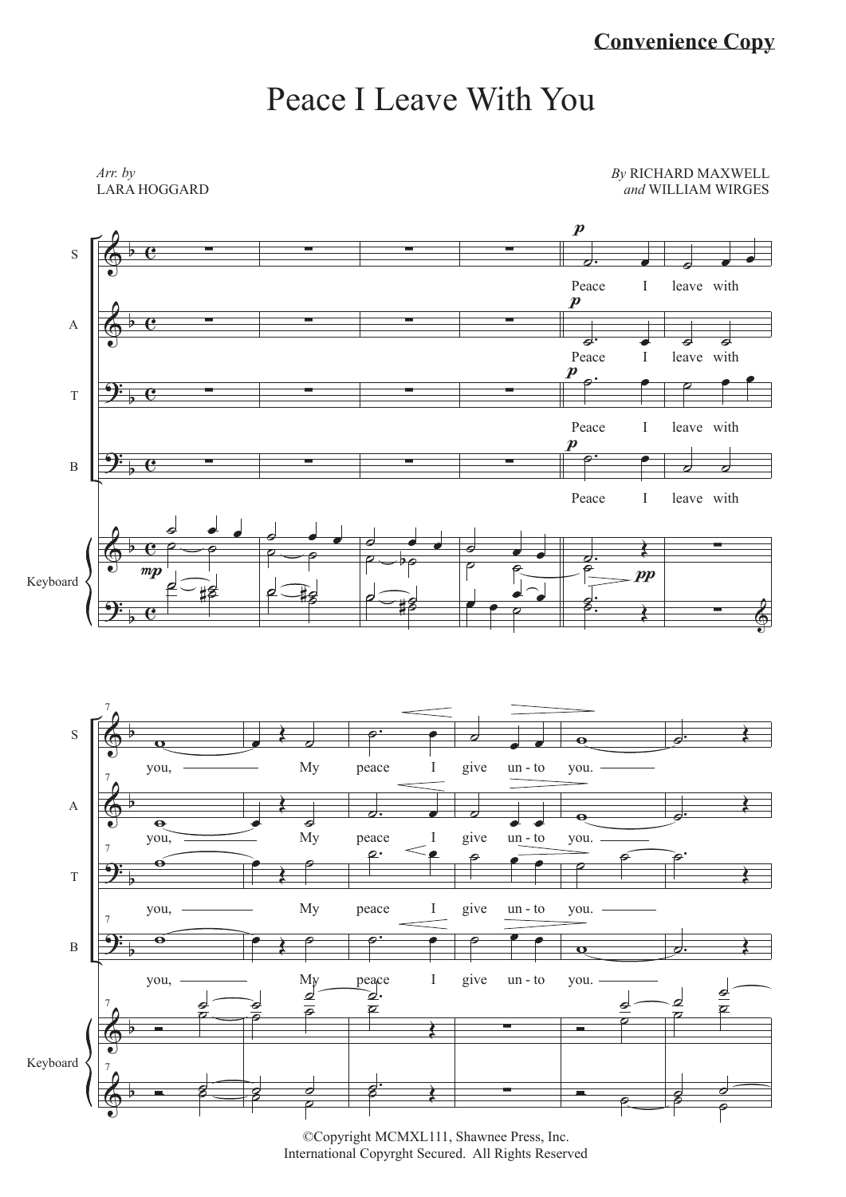**Convenience Copy**

# Peace I Leave With You

*Arr. by*
LARA HOGGARD

*By* RICHARD MAXWELL
*and* WILLIAM WIRGES

©Copyright MCMXL111, Shawnee Press, Inc.
International Copyrght Secured. All Rights Reserved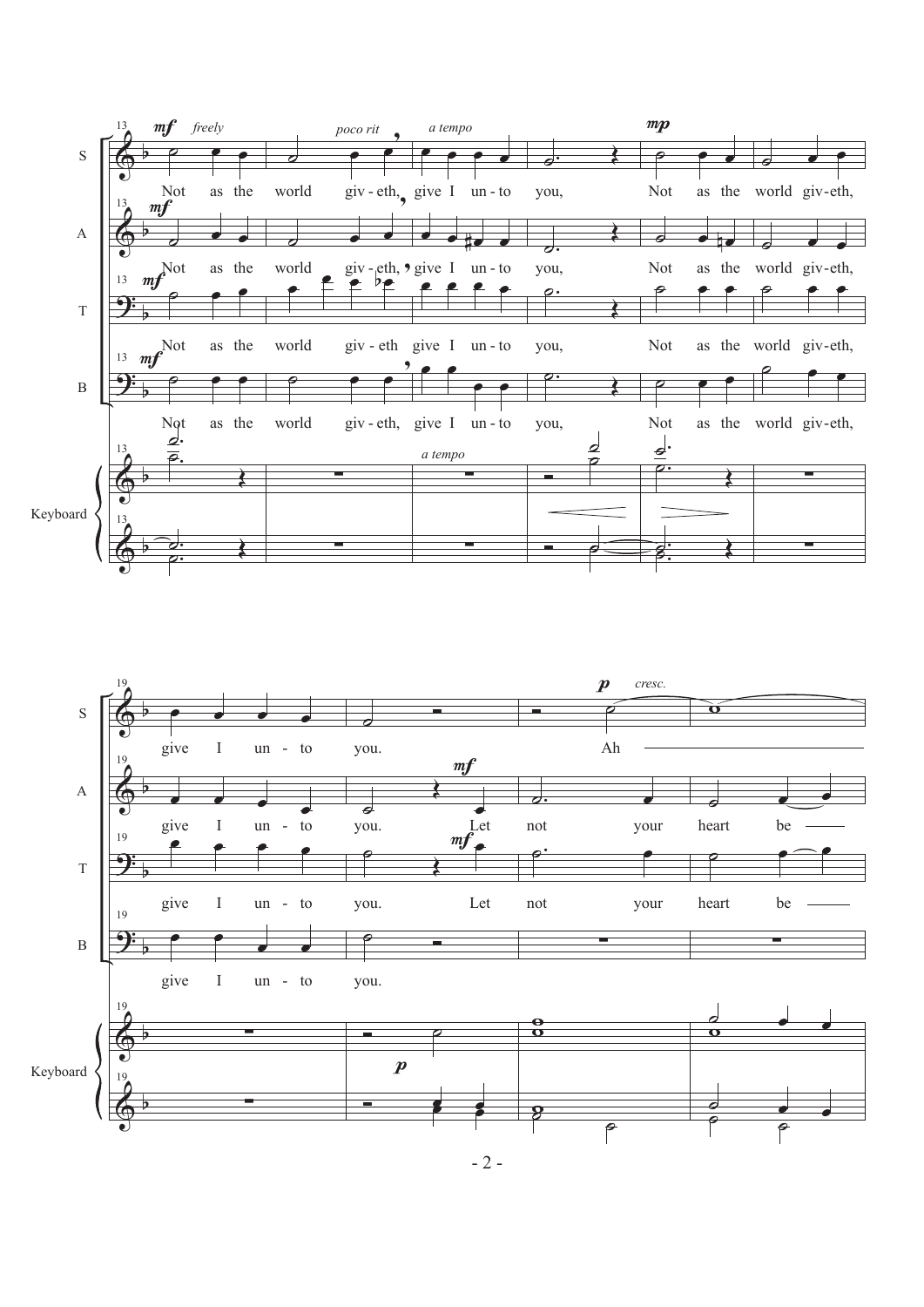S: Not as the world giv-eth, give I un-to you, Not as the world giv-eth, give I un-to you. Ah

A: Not as the world giv-eth, give I un-to you, Not as the world giv-eth, give I un-to you. Let not your heart be

T: Not as the world giv-eth give I un-to you, Not as the world giv-eth, give I un-to you. Let not your heart be

B: Not as the world giv-eth, give I un-to you, Not as the world giv-eth, give I un-to you.

*mf* *freely* *poco rit* *a tempo* *mp* *p* *cresc.*

Keyboard: *a tempo* *p*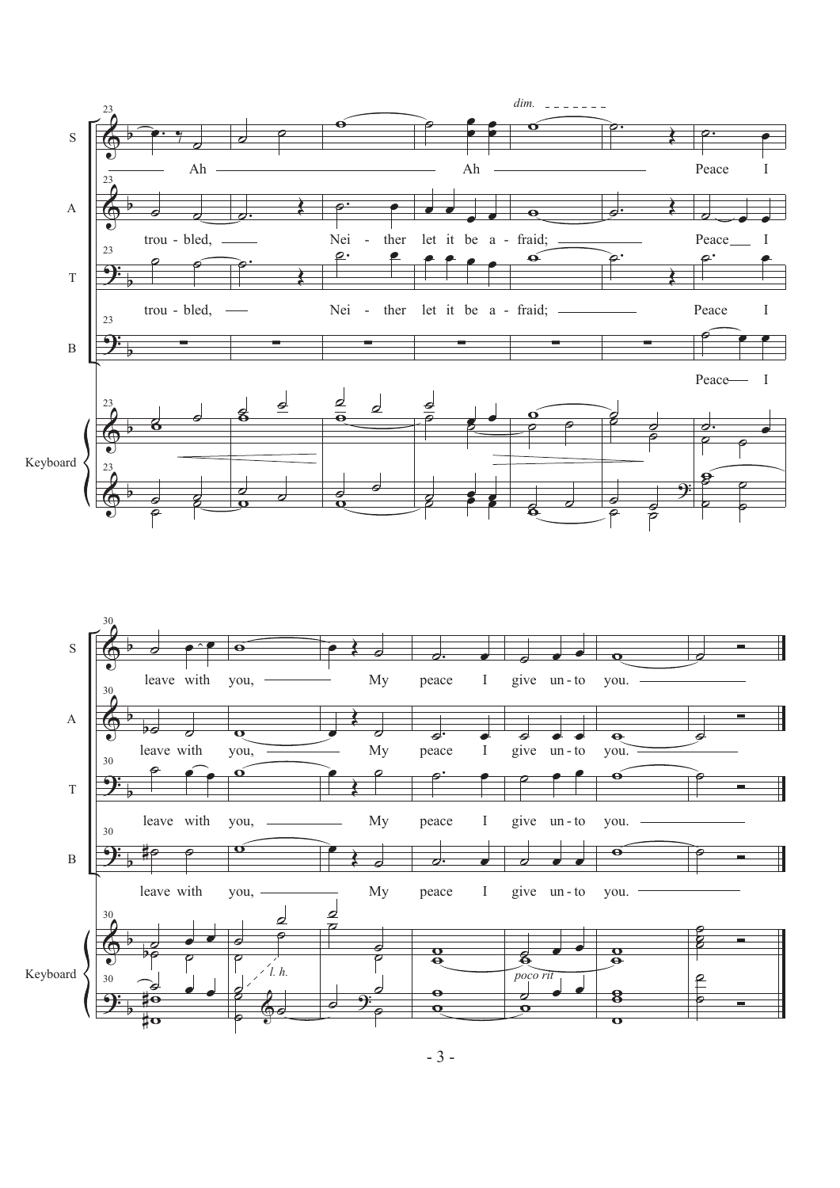23

S: Ah Ah Peace I

A: trou - bled, Nei - ther let it be a - fraid; Peace I

T: trou - bled, Nei - ther let it be a - fraid; Peace I

B: Peace I

*dim.*

Keyboard

30

S: leave with you, My peace I give un - to you.

A: leave with you, My peace I give un - to you.

T: leave with you, My peace I give un - to you.

B: leave with you, My peace I give un - to you.

Keyboard

*l. h.*

*poco rit*